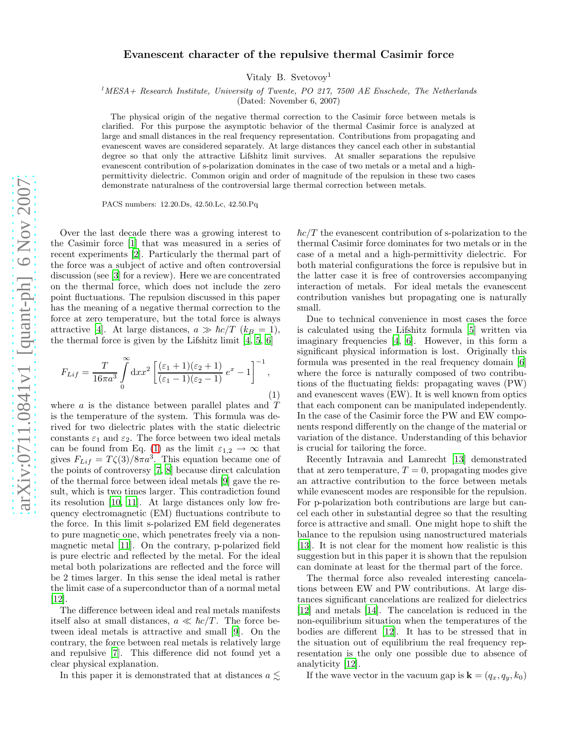# Evanescent character of the repulsive thermal Casimir force

Vitaly B. Svetovoy[1]

[1]*MESA+ Research Institute, University of Twente, PO 217, 7500 AE Enschede, The Netherlands*
(Dated: November 6, 2007)

The physical origin of the negative thermal correction to the Casimir force between metals is clarified. For this purpose the asymptotic behavior of the thermal Casimir force is analyzed at large and small distances in the real frequency representation. Contributions from propagating and evanescent waves are considered separately. At large distances they cancel each other in substantial degree so that only the attractive Lifshitz limit survives. At smaller separations the repulsive evanescent contribution of s-polarization dominates in the case of two metals or a metal and a high-permittivity dielectric. Common origin and order of magnitude of the repulsion in these two cases demonstrate naturalness of the controversial large thermal correction between metals.

PACS numbers: 12.20.Ds, 42.50.Lc, 42.50.Pq

Over the last decade there was a growing interest to the Casimir force [1] that was measured in a series of recent experiments [2]. Particularly the thermal part of the force was a subject of active and often controversial discussion (see [3] for a review). Here we are concentrated on the thermal force, which does not include the zero point fluctuations. The repulsion discussed in this paper has the meaning of a negative thermal correction to the force at zero temperature, but the total force is always attractive [4]. At large distances, $a \gg \hbar c/T$ ($k_B = 1$), the thermal force is given by the Lifshitz limit [4, 5, 6]

$$F_{Lif} = \frac{T}{16\pi a^3}\int\limits_0^\infty \mathrm{d}x x^2 \left[\frac{(\varepsilon_1+1)(\varepsilon_2+1)}{(\varepsilon_1-1)(\varepsilon_2-1)}e^x - 1\right]^{-1}, \tag{1}$$

where $a$ is the distance between parallel plates and $T$ is the temperature of the system. This formula was derived for two dielectric plates with the static dielectric constants $\varepsilon_1$ and $\varepsilon_2$. The force between two ideal metals can be found from Eq. (1) as the limit $\varepsilon_{1,2} \to \infty$ that gives $F_{Lif} = T\zeta(3)/8\pi a^3$. This equation became one of the points of controversy [7, 8] because direct calculation of the thermal force between ideal metals [9] gave the result, which is two times larger. This contradiction found its resolution [10, 11]. At large distances only low frequency electromagnetic (EM) fluctuations contribute to the force. In this limit s-polarized EM field degenerates to pure magnetic one, which penetrates freely via a nonmagnetic metal [11]. On the contrary, p-polarized field is pure electric and reflected by the metal. For the ideal metal both polarizations are reflected and the force will be 2 times larger. In this sense the ideal metal is rather the limit case of a superconductor than of a normal metal [12].

The difference between ideal and real metals manifests itself also at small distances, $a \ll \hbar c/T$. The force between ideal metals is attractive and small [9]. On the contrary, the force between real metals is relatively large and repulsive [7]. This difference did not found yet a clear physical explanation.

In this paper it is demonstrated that at distances $a \lesssim \hbar c/T$ the evanescent contribution of s-polarization to the thermal Casimir force dominates for two metals or in the case of a metal and a high-permittivity dielectric. For both material configurations the force is repulsive but in the latter case it is free of controversies accompanying interaction of metals. For ideal metals the evanescent contribution vanishes but propagating one is naturally small.

Due to technical convenience in most cases the force is calculated using the Lifshitz formula [5] written via imaginary frequencies [4, 6]. However, in this form a significant physical information is lost. Originally this formula was presented in the real frequency domain [6] where the force is naturally composed of two contributions of the fluctuating fields: propagating waves (PW) and evanescent waves (EW). It is well known from optics that each component can be manipulated independently. In the case of the Casimir force the PW and EW components respond differently on the change of the material or variation of the distance. Understanding of this behavior is crucial for tailoring the force.

Recently Intravaia and Lamrecht [13] demonstrated that at zero temperature, $T = 0$, propagating modes give an attractive contribution to the force between metals while evanescent modes are responsible for the repulsion. For p-polarization both contributions are large but cancel each other in substantial degree so that the resulting force is attractive and small. One might hope to shift the balance to the repulsion using nanostructured materials [13]. It is not clear for the moment how realistic is this suggestion but in this paper it is shown that the repulsion can dominate at least for the thermal part of the force.

The thermal force also revealed interesting cancelations between EW and PW contributions. At large distances significant cancelations are realized for dielectrics [12] and metals [14]. The cancelation is reduced in the non-equilibrium situation when the temperatures of the bodies are different [12]. It has to be stressed that in the situation out of equilibrium the real frequency representation is the only one possible due to absence of analyticity [12].

If the wave vector in the vacuum gap is $\mathbf{k} = (q_x, q_y, k_0)$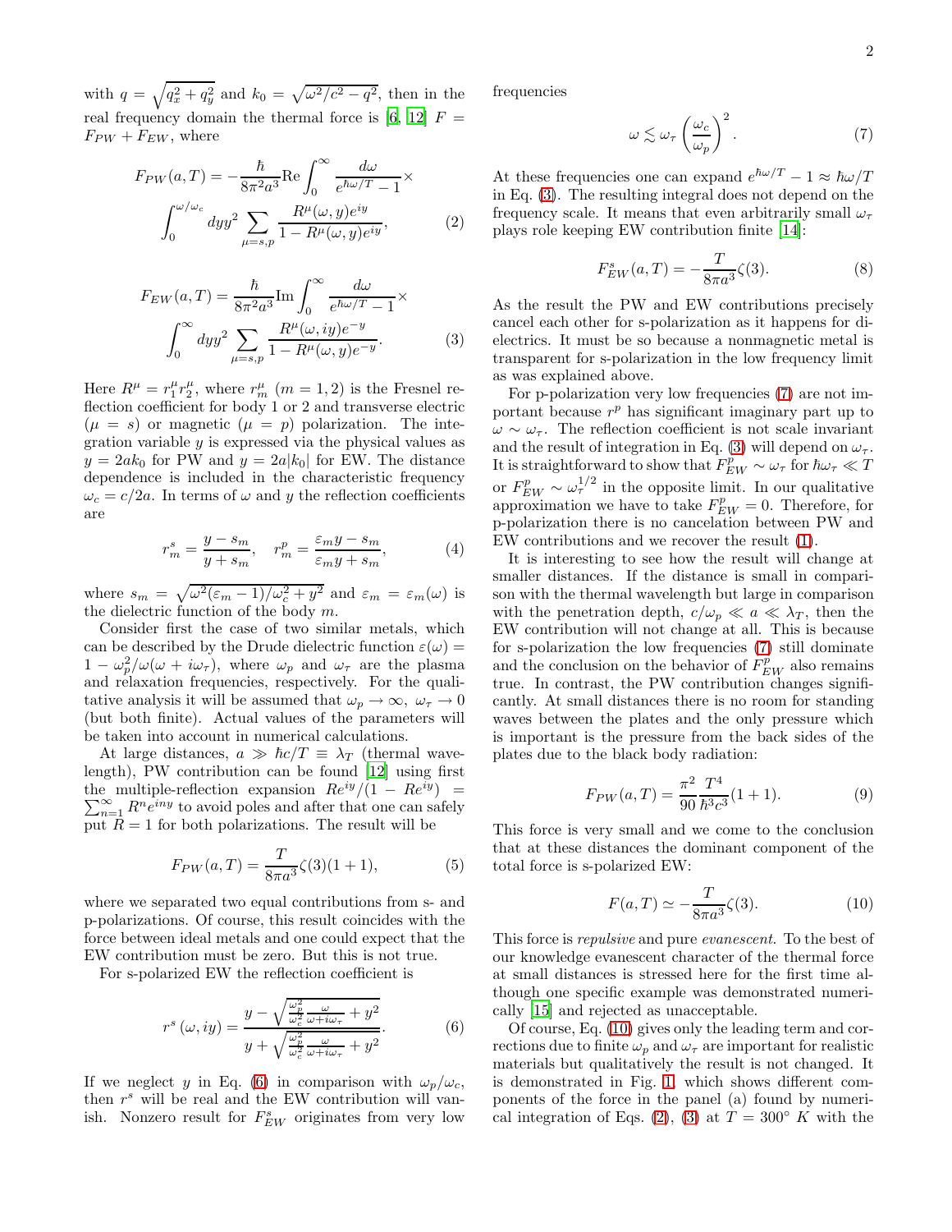with $q = \sqrt{q_x^2 + q_y^2}$ and $k_0 = \sqrt{\omega^2/c^2 - q^2}$, then in the real frequency domain the thermal force is [6, 12] $F = F_{PW} + F_{EW}$, where

$$F_{PW}(a,T) = -\frac{\hbar}{8\pi^2 a^3}\text{Re}\int_0^\infty \frac{d\omega}{e^{\hbar\omega/T}-1}\times \int_0^{\omega/\omega_c} dy y^2 \sum_{\mu=s,p} \frac{R^\mu(\omega,y)e^{iy}}{1-R^\mu(\omega,y)e^{iy}}, \tag{2}$$

$$F_{EW}(a,T) = \frac{\hbar}{8\pi^2 a^3}\text{Im}\int_0^\infty \frac{d\omega}{e^{\hbar\omega/T}-1}\times \int_0^{\infty} dy y^2 \sum_{\mu=s,p} \frac{R^\mu(\omega,iy)e^{-y}}{1-R^\mu(\omega,y)e^{-y}}. \tag{3}$$

Here $R^\mu = r_1^\mu r_2^\mu$, where $r_m^\mu$ $(m = 1, 2)$ is the Fresnel reflection coefficient for body 1 or 2 and transverse electric ($\mu = s$) or magnetic ($\mu = p$) polarization. The integration variable $y$ is expressed via the physical values as $y = 2ak_0$ for PW and $y = 2a|k_0|$ for EW. The distance dependence is included in the characteristic frequency $\omega_c = c/2a$. In terms of $\omega$ and $y$ the reflection coefficients are

$$r_m^s = \frac{y - s_m}{y + s_m}, \quad r_m^p = \frac{\varepsilon_m y - s_m}{\varepsilon_m y + s_m}, \tag{4}$$

where $s_m = \sqrt{\omega^2(\varepsilon_m - 1)/\omega_c^2 + y^2}$ and $\varepsilon_m = \varepsilon_m(\omega)$ is the dielectric function of the body $m$.

Consider first the case of two similar metals, which can be described by the Drude dielectric function $\varepsilon(\omega) = 1 - \omega_p^2/\omega(\omega + i\omega_\tau)$, where $\omega_p$ and $\omega_\tau$ are the plasma and relaxation frequencies, respectively. For the qualitative analysis it will be assumed that $\omega_p \to \infty$, $\omega_\tau \to 0$ (but both finite). Actual values of the parameters will be taken into account in numerical calculations.

At large distances, $a \gg \hbar c/T \equiv \lambda_T$ (thermal wavelength), PW contribution can be found [12] using first the multiple-reflection expansion $Re^{iy}/(1 - Re^{iy}) = \sum_{n=1}^\infty R^n e^{iny}$ to avoid poles and after that one can safely put $R = 1$ for both polarizations. The result will be

$$F_{PW}(a,T) = \frac{T}{8\pi a^3}\zeta(3)(1+1), \tag{5}$$

where we separated two equal contributions from s- and p-polarizations. Of course, this result coincides with the force between ideal metals and one could expect that the EW contribution must be zero. But this is not true.

For s-polarized EW the reflection coefficient is

$$r^s(\omega, iy) = \frac{y - \sqrt{\frac{\omega_p^2}{\omega_c^2}\frac{\omega}{\omega + i\omega_\tau} + y^2}}{y + \sqrt{\frac{\omega_p^2}{\omega_c^2}\frac{\omega}{\omega + i\omega_\tau} + y^2}}. \tag{6}$$

If we neglect $y$ in Eq. (6) in comparison with $\omega_p/\omega_c$, then $r^s$ will be real and the EW contribution will vanish. Nonzero result for $F_{EW}^s$ originates from very low frequencies

$$\omega \lesssim \omega_\tau \left(\frac{\omega_c}{\omega_p}\right)^2. \tag{7}$$

At these frequencies one can expand $e^{\hbar\omega/T} - 1 \approx \hbar\omega/T$ in Eq. (3). The resulting integral does not depend on the frequency scale. It means that even arbitrarily small $\omega_\tau$ plays role keeping EW contribution finite [14]:

$$F_{EW}^s(a,T) = -\frac{T}{8\pi a^3}\zeta(3). \tag{8}$$

As the result the PW and EW contributions precisely cancel each other for s-polarization as it happens for dielectrics. It must be so because a nonmagnetic metal is transparent for s-polarization in the low frequency limit as was explained above.

For p-polarization very low frequencies (7) are not important because $r^p$ has significant imaginary part up to $\omega \sim \omega_\tau$. The reflection coefficient is not scale invariant and the result of integration in Eq. (3) will depend on $\omega_\tau$. It is straightforward to show that $F_{EW}^p \sim \omega_\tau$ for $\hbar\omega_\tau \ll T$ or $F_{EW}^p \sim \omega_\tau^{1/2}$ in the opposite limit. In our qualitative approximation we have to take $F_{EW}^p = 0$. Therefore, for p-polarization there is no cancelation between PW and EW contributions and we recover the result (1).

It is interesting to see how the result will change at smaller distances. If the distance is small in comparison with the thermal wavelength but large in comparison with the penetration depth, $c/\omega_p \ll a \ll \lambda_T$, then the EW contribution will not change at all. This is because for s-polarization the low frequencies (7) still dominate and the conclusion on the behavior of $F_{EW}^p$ also remains true. In contrast, the PW contribution changes significantly. At small distances there is no room for standing waves between the plates and the only pressure which is important is the pressure from the back sides of the plates due to the black body radiation:

$$F_{PW}(a,T) = \frac{\pi^2}{90}\frac{T^4}{\hbar^3 c^3}(1+1). \tag{9}$$

This force is very small and we come to the conclusion that at these distances the dominant component of the total force is s-polarized EW:

$$F(a,T) \simeq -\frac{T}{8\pi a^3}\zeta(3). \tag{10}$$

This force is *repulsive* and pure *evanescent*. To the best of our knowledge evanescent character of the thermal force at small distances is stressed here for the first time although one specific example was demonstrated numerically [15] and rejected as unacceptable.

Of course, Eq. (10) gives only the leading term and corrections due to finite $\omega_p$ and $\omega_\tau$ are important for realistic materials but qualitatively the result is not changed. It is demonstrated in Fig. 1, which shows different components of the force in the panel (a) found by numerical integration of Eqs. (2), (3) at $T = 300^\circ$ $K$ with the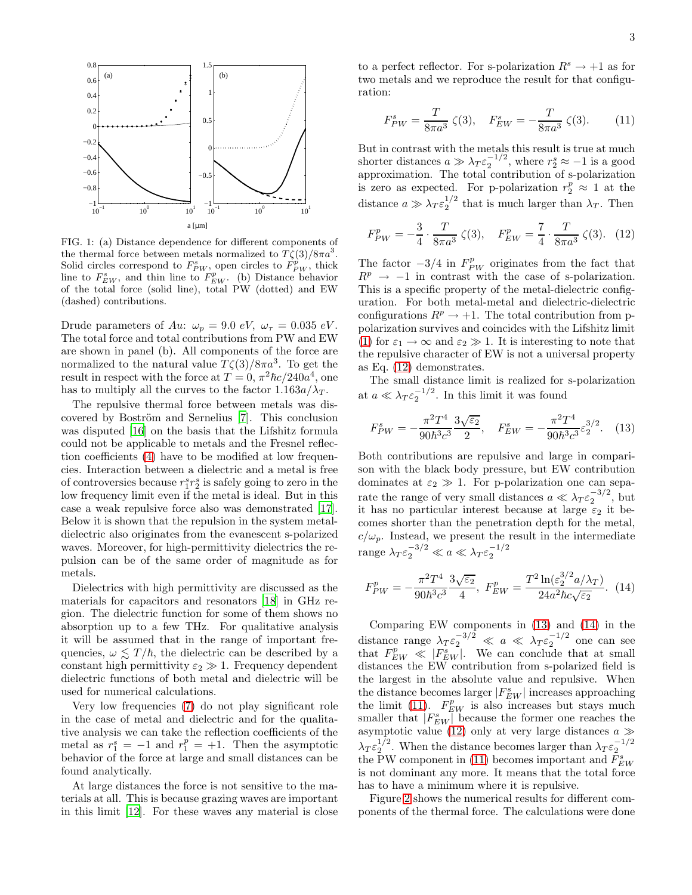FIG. 1: (a) Distance dependence for different components of the thermal force between metals normalized to $T\zeta(3)/8\pi a^3$. Solid circles correspond to $F_{PW}^s$, open circles to $F_{PW}^p$, thick line to $F_{EW}^s$, and thin line to $F_{EW}^p$. (b) Distance behavior of the total force (solid line), total PW (dotted) and EW (dashed) contributions.

Drude parameters of $Au$: $\omega_p = 9.0\ eV$, $\omega_\tau = 0.035\ eV$. The total force and total contributions from PW and EW are shown in panel (b). All components of the force are normalized to the natural value $T\zeta(3)/8\pi a^3$. To get the result in respect with the force at $T=0$, $\pi^2\hbar c/240a^4$, one has to multiply all the curves to the factor $1.163 a/\lambda_T$.

The repulsive thermal force between metals was discovered by Boström and Sernelius [7]. This conclusion was disputed [16] on the basis that the Lifshitz formula could not be applicable to metals and the Fresnel reflection coefficients (4) have to be modified at low frequencies. Interaction between a dielectric and a metal is free of controversies because $r_1^s r_2^s$ is safely going to zero in the low frequency limit even if the metal is ideal. But in this case a weak repulsive force also was demonstrated [17]. Below it is shown that the repulsion in the system metal-dielectric also originates from the evanescent s-polarized waves. Moreover, for high-permittivity dielectrics the repulsion can be of the same order of magnitude as for metals.

Dielectrics with high permittivity are discussed as the materials for capacitors and resonators [18] in GHz region. The dielectric function for some of them shows no absorption up to a few THz. For qualitative analysis it will be assumed that in the range of important frequencies, $\omega \lesssim T/\hbar$, the dielectric can be described by a constant high permittivity $\varepsilon_2 \gg 1$. Frequency dependent dielectric functions of both metal and dielectric will be used for numerical calculations.

Very low frequencies (7) do not play significant role in the case of metal and dielectric and for the qualitative analysis we can take the reflection coefficients of the metal as $r_1^s = -1$ and $r_1^p = +1$. Then the asymptotic behavior of the force at large and small distances can be found analytically.

At large distances the force is not sensitive to the materials at all. This is because grazing waves are important in this limit [12]. For these waves any material is close to a perfect reflector. For s-polarization $R^s \to +1$ as for two metals and we reproduce the result for that configuration:

$$F_{PW}^s = \frac{T}{8\pi a^3}\,\zeta(3), \quad F_{EW}^s = -\frac{T}{8\pi a^3}\,\zeta(3). \tag{11}$$

But in contrast with the metals this result is true at much shorter distances $a \gg \lambda_T \varepsilon_2^{-1/2}$, where $r_2^s \approx -1$ is a good approximation. The total contribution of s-polarization is zero as expected. For p-polarization $r_2^p \approx 1$ at the distance $a \gg \lambda_T \varepsilon_2^{1/2}$ that is much larger than $\lambda_T$. Then

$$F_{PW}^p = -\frac{3}{4}\cdot\frac{T}{8\pi a^3}\,\zeta(3), \quad F_{EW}^p = \frac{7}{4}\cdot\frac{T}{8\pi a^3}\,\zeta(3). \tag{12}$$

The factor $-3/4$ in $F_{PW}^p$ originates from the fact that $R^p \to -1$ in contrast with the case of s-polarization. This is a specific property of the metal-dielectric configuration. For both metal-metal and dielectric-dielectric configurations $R^p \to +1$. The total contribution from p-polarization survives and coincides with the Lifshitz limit (1) for $\varepsilon_1 \to \infty$ and $\varepsilon_2 \gg 1$. It is interesting to note that the repulsive character of EW is not a universal property as Eq. (12) demonstrates.

The small distance limit is realized for s-polarization at $a \ll \lambda_T \varepsilon_2^{-1/2}$. In this limit it was found

$$F_{PW}^s = -\frac{\pi^2 T^4}{90\hbar^3 c^3}\frac{3\sqrt{\varepsilon_2}}{2}, \quad F_{EW}^s = -\frac{\pi^2 T^4}{90\hbar^3 c^3}\varepsilon_2^{3/2}. \tag{13}$$

Both contributions are repulsive and large in comparison with the black body pressure, but EW contribution dominates at $\varepsilon_2 \gg 1$. For p-polarization one can separate the range of very small distances $a \ll \lambda_T \varepsilon_2^{-3/2}$, but it has no particular interest because at large $\varepsilon_2$ it becomes shorter than the penetration depth for the metal, $c/\omega_p$. Instead, we present the result in the intermediate range $\lambda_T \varepsilon_2^{-3/2} \ll a \ll \lambda_T \varepsilon_2^{-1/2}$

$$F_{PW}^p = -\frac{\pi^2 T^4}{90\hbar^3 c^3}\frac{3\sqrt{\varepsilon_2}}{4}, \; F_{EW}^p = \frac{T^2 \ln(\varepsilon_2^{3/2} a/\lambda_T)}{24 a^2 \hbar c \sqrt{\varepsilon_2}}. \tag{14}$$

Comparing EW components in (13) and (14) in the distance range $\lambda_T \varepsilon_2^{-3/2} \ll a \ll \lambda_T \varepsilon_2^{-1/2}$ one can see that $F_{EW}^p \ll |F_{EW}^s|$. We can conclude that at small distances the EW contribution from s-polarized field is the largest in the absolute value and repulsive. When the distance becomes larger $|F_{EW}^s|$ increases approaching the limit (11). $F_{EW}^p$ is also increases but stays much smaller that $|F_{EW}^s|$ because the former one reaches the asymptotic value (12) only at very large distances $a \gg \lambda_T \varepsilon_2^{1/2}$. When the distance becomes larger than $\lambda_T \varepsilon_2^{-1/2}$ the PW component in (11) becomes important and $F_{EW}^s$ is not dominant any more. It means that the total force has to have a minimum where it is repulsive.

Figure 2 shows the numerical results for different components of the thermal force. The calculations were done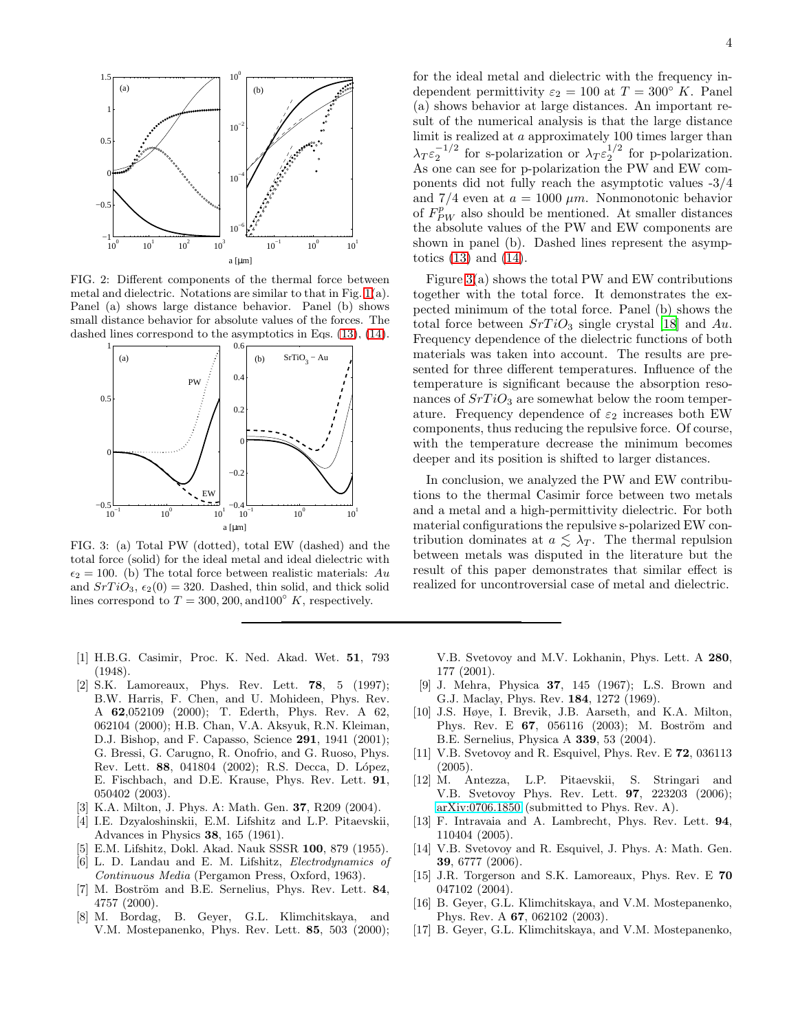FIG. 2: Different components of the thermal force between metal and dielectric. Notations are similar to that in Fig. 1(a). Panel (a) shows large distance behavior. Panel (b) shows small distance behavior for absolute values of the forces. The dashed lines correspond to the asymptotics in Eqs. (13), (14).

FIG. 3: (a) Total PW (dotted), total EW (dashed) and the total force (solid) for the ideal metal and ideal dielectric with $\epsilon_2 = 100$. (b) The total force between realistic materials: $Au$ and $SrTiO_3$, $\epsilon_2(0) = 320$. Dashed, thin solid, and thick solid lines correspond to $T = 300, 200,$ and$100^\circ$ $K$, respectively.

for the ideal metal and dielectric with the frequency independent permittivity $\varepsilon_2 = 100$ at $T = 300^\circ$ $K$. Panel (a) shows behavior at large distances. An important result of the numerical analysis is that the large distance limit is realized at $a$ approximately 100 times larger than $\lambda_T \varepsilon_2^{-1/2}$ for s-polarization or $\lambda_T \varepsilon_2^{1/2}$ for p-polarization. As one can see for p-polarization the PW and EW components did not fully reach the asymptotic values -3/4 and 7/4 even at $a = 1000$ $\mu m$. Nonmonotonic behavior of $F_{PW}^p$ also should be mentioned. At smaller distances the absolute values of the PW and EW components are shown in panel (b). Dashed lines represent the asymptotics (13) and (14).

Figure 3(a) shows the total PW and EW contributions together with the total force. It demonstrates the expected minimum of the total force. Panel (b) shows the total force between $SrTiO_3$ single crystal [18] and $Au$. Frequency dependence of the dielectric functions of both materials was taken into account. The results are presented for three different temperatures. Influence of the temperature is significant because the absorption resonances of $SrTiO_3$ are somewhat below the room temperature. Frequency dependence of $\varepsilon_2$ increases both EW components, thus reducing the repulsive force. Of course, with the temperature decrease the minimum becomes deeper and its position is shifted to larger distances.

In conclusion, we analyzed the PW and EW contributions to the thermal Casimir force between two metals and a metal and a high-permittivity dielectric. For both material configurations the repulsive s-polarized EW contribution dominates at $a \lesssim \lambda_T$. The thermal repulsion between metals was disputed in the literature but the result of this paper demonstrates that similar effect is realized for uncontroversial case of metal and dielectric.

---

[1] H.B.G. Casimir, Proc. K. Ned. Akad. Wet. **51**, 793 (1948).

[2] S.K. Lamoreaux, Phys. Rev. Lett. **78**, 5 (1997); B.W. Harris, F. Chen, and U. Mohideen, Phys. Rev. A **62**,052109 (2000); T. Ederth, Phys. Rev. A 62, 062104 (2000); H.B. Chan, V.A. Aksyuk, R.N. Kleiman, D.J. Bishop, and F. Capasso, Science **291**, 1941 (2001); G. Bressi, G. Carugno, R. Onofrio, and G. Ruoso, Phys. Rev. Lett. **88**, 041804 (2002); R.S. Decca, D. López, E. Fischbach, and D.E. Krause, Phys. Rev. Lett. **91**, 050402 (2003).

[3] K.A. Milton, J. Phys. A: Math. Gen. **37**, R209 (2004).

[4] I.E. Dzyaloshinskii, E.M. Lifshitz and L.P. Pitaevskii, Advances in Physics **38**, 165 (1961).

[5] E.M. Lifshitz, Dokl. Akad. Nauk SSSR **100**, 879 (1955).

[6] L. D. Landau and E. M. Lifshitz, *Electrodynamics of Continuous Media* (Pergamon Press, Oxford, 1963).

[7] M. Boström and B.E. Sernelius, Phys. Rev. Lett. **84**, 4757 (2000).

[8] M. Bordag, B. Geyer, G.L. Klimchitskaya, and V.M. Mostepanenko, Phys. Rev. Lett. **85**, 503 (2000); V.B. Svetovoy and M.V. Lokhanin, Phys. Lett. A **280**, 177 (2001).

[9] J. Mehra, Physica **37**, 145 (1967); L.S. Brown and G.J. Maclay, Phys. Rev. **184**, 1272 (1969).

[10] J.S. Høye, I. Brevik, J.B. Aarseth, and K.A. Milton, Phys. Rev. E **67**, 056116 (2003); M. Boström and B.E. Sernelius, Physica A **339**, 53 (2004).

[11] V.B. Svetovoy and R. Esquivel, Phys. Rev. E **72**, 036113 (2005).

[12] M. Antezza, L.P. Pitaevskii, S. Stringari and V.B. Svetovoy Phys. Rev. Lett. **97**, 223203 (2006); arXiv:0706.1850 (submitted to Phys. Rev. A).

[13] F. Intravaia and A. Lambrecht, Phys. Rev. Lett. **94**, 110404 (2005).

[14] V.B. Svetovoy and R. Esquivel, J. Phys. A: Math. Gen. **39**, 6777 (2006).

[15] J.R. Torgerson and S.K. Lamoreaux, Phys. Rev. E **70** 047102 (2004).

[16] B. Geyer, G.L. Klimchitskaya, and V.M. Mostepanenko, Phys. Rev. A **67**, 062102 (2003).

[17] B. Geyer, G.L. Klimchitskaya, and V.M. Mostepanenko,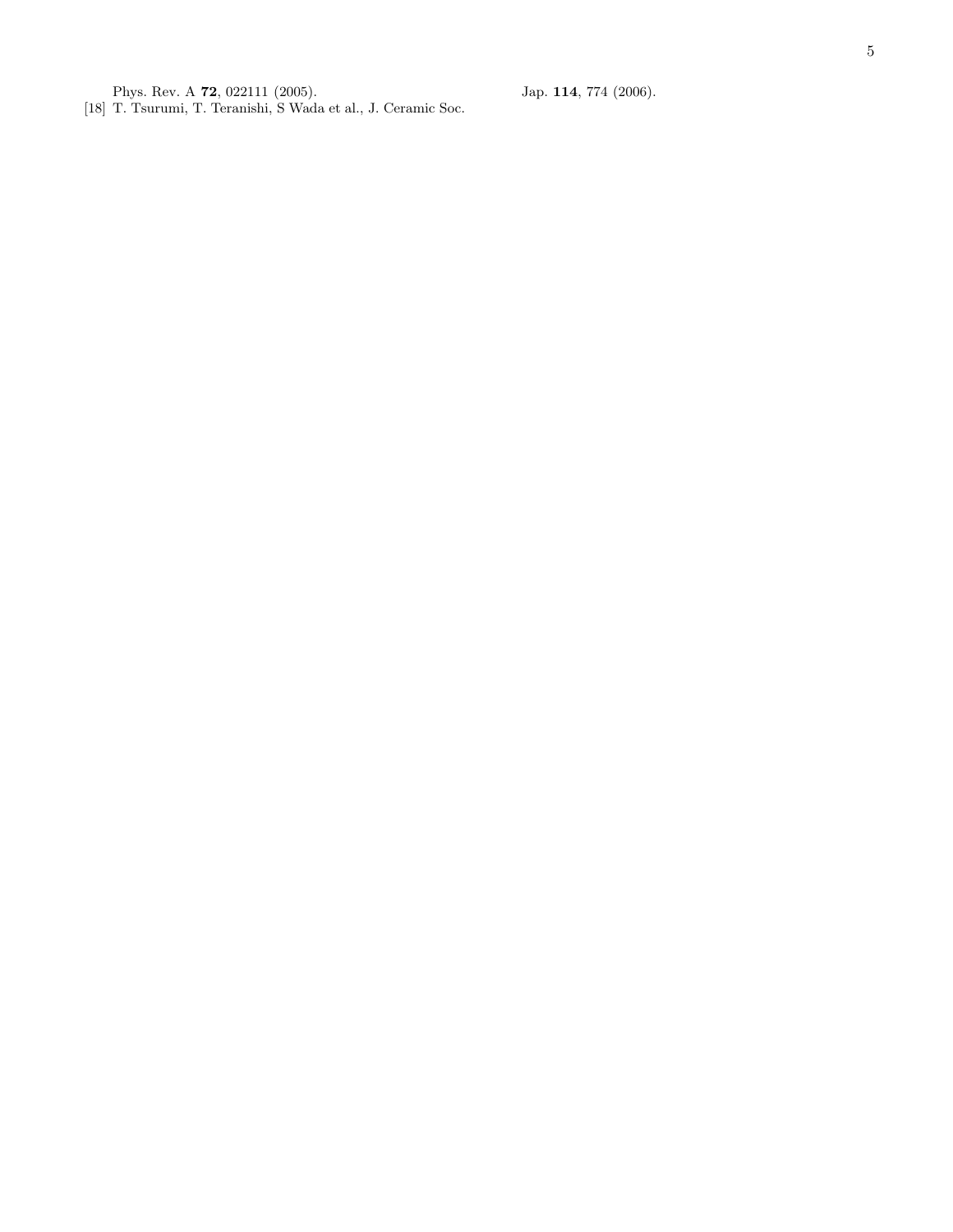Phys. Rev. A **72**, 022111 (2005).

[18] T. Tsurumi, T. Teranishi, S Wada et al., J. Ceramic Soc. Jap. **114**, 774 (2006).